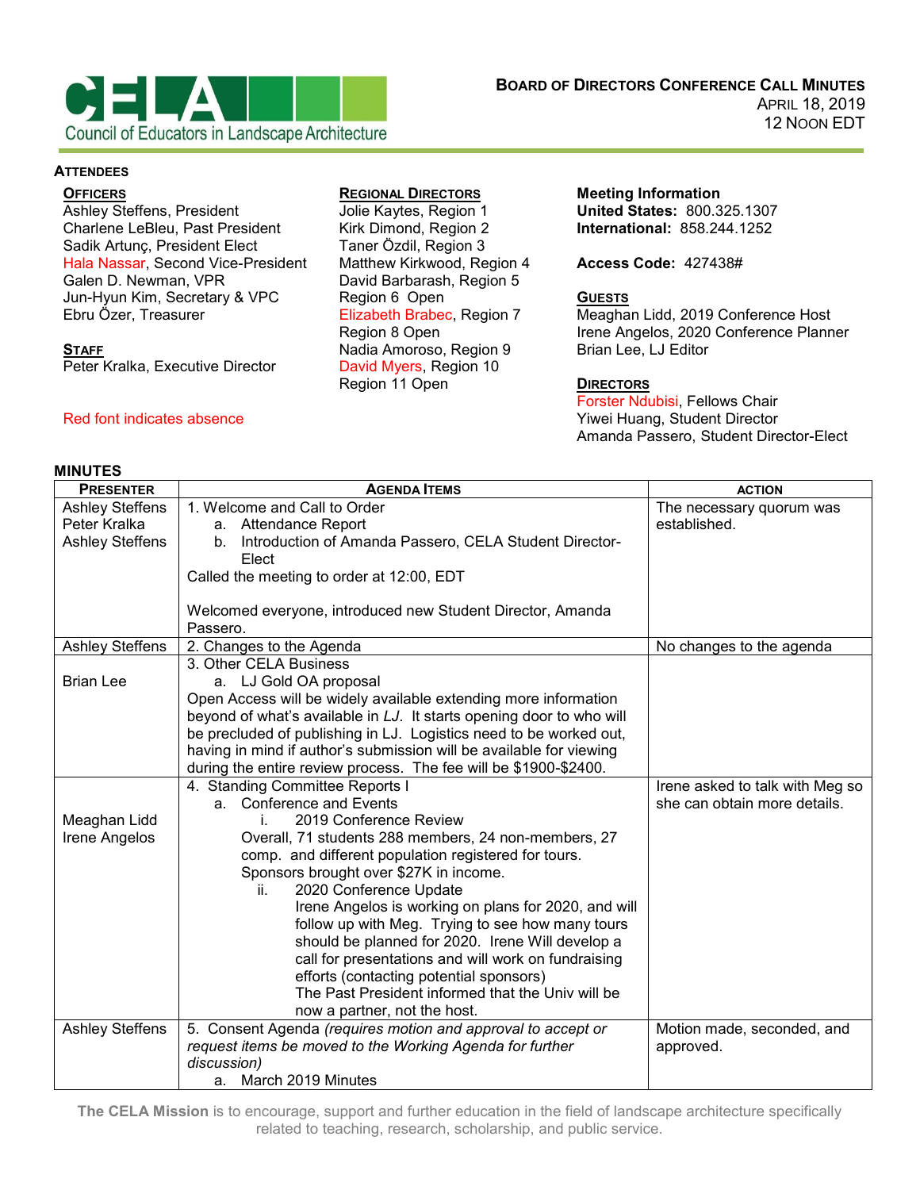Council of Educators in Landscape Architecture

# Board of Directors Conference Call Minutes

April 18, 2019
12 Noon EDT

## Attendees

**Officers**
Ashley Steffens, President
Charlene LeBleu, Past President
Sadik Artunç, President Elect
Hala Nassar, Second Vice-President
Galen D. Newman, VPR
Jun-Hyun Kim, Secretary & VPC
Ebru Özer, Treasurer

**Staff**
Peter Kralka, Executive Director

Red font indicates absence

**Regional Directors**
Jolie Kaytes, Region 1
Kirk Dimond, Region 2
Taner Özdil, Region 3
Matthew Kirkwood, Region 4
David Barbarash, Region 5
Region 6 Open
Elizabeth Brabec, Region 7
Region 8 Open
Nadia Amoroso, Region 9
David Myers, Region 10
Region 11 Open

**Meeting Information**
**United States:** 800.325.1307
**International:** 858.244.1252

**Access Code:** 427438#

**Guests**
Meaghan Lidd, 2019 Conference Host
Irene Angelos, 2020 Conference Planner
Brian Lee, LJ Editor

**Directors**
Forster Ndubisi, Fellows Chair
Yiwei Huang, Student Director
Amanda Passero, Student Director-Elect

## Minutes

| Presenter | Agenda Items | Action |
|---|---|---|
| Ashley Steffens<br>Peter Kralka<br>Ashley Steffens | 1. Welcome and Call to Order<br>a. Attendance Report<br>b. Introduction of Amanda Passero, CELA Student Director-Elect<br>Called the meeting to order at 12:00, EDT<br><br>Welcomed everyone, introduced new Student Director, Amanda Passero. | The necessary quorum was established. |
| Ashley Steffens | 2. Changes to the Agenda | No changes to the agenda |
| Brian Lee | 3. Other CELA Business<br>a. LJ Gold OA proposal<br>Open Access will be widely available extending more information beyond of what's available in *LJ*. It starts opening door to who will be precluded of publishing in LJ. Logistics need to be worked out, having in mind if author's submission will be available for viewing during the entire review process. The fee will be $1900-$2400. | |
| Meaghan Lidd<br>Irene Angelos | 4. Standing Committee Reports I<br>a. Conference and Events<br>i. 2019 Conference Review<br>Overall, 71 students 288 members, 24 non-members, 27 comp. and different population registered for tours. Sponsors brought over $27K in income.<br>ii. 2020 Conference Update<br>Irene Angelos is working on plans for 2020, and will follow up with Meg. Trying to see how many tours should be planned for 2020. Irene Will develop a call for presentations and will work on fundraising efforts (contacting potential sponsors)<br>The Past President informed that the Univ will be now a partner, not the host. | Irene asked to talk with Meg so she can obtain more details. |
| Ashley Steffens | 5. Consent Agenda *(requires motion and approval to accept or request items be moved to the Working Agenda for further discussion)*<br>a. March 2019 Minutes | Motion made, seconded, and approved. |

**The CELA Mission** is to encourage, support and further education in the field of landscape architecture specifically related to teaching, research, scholarship, and public service.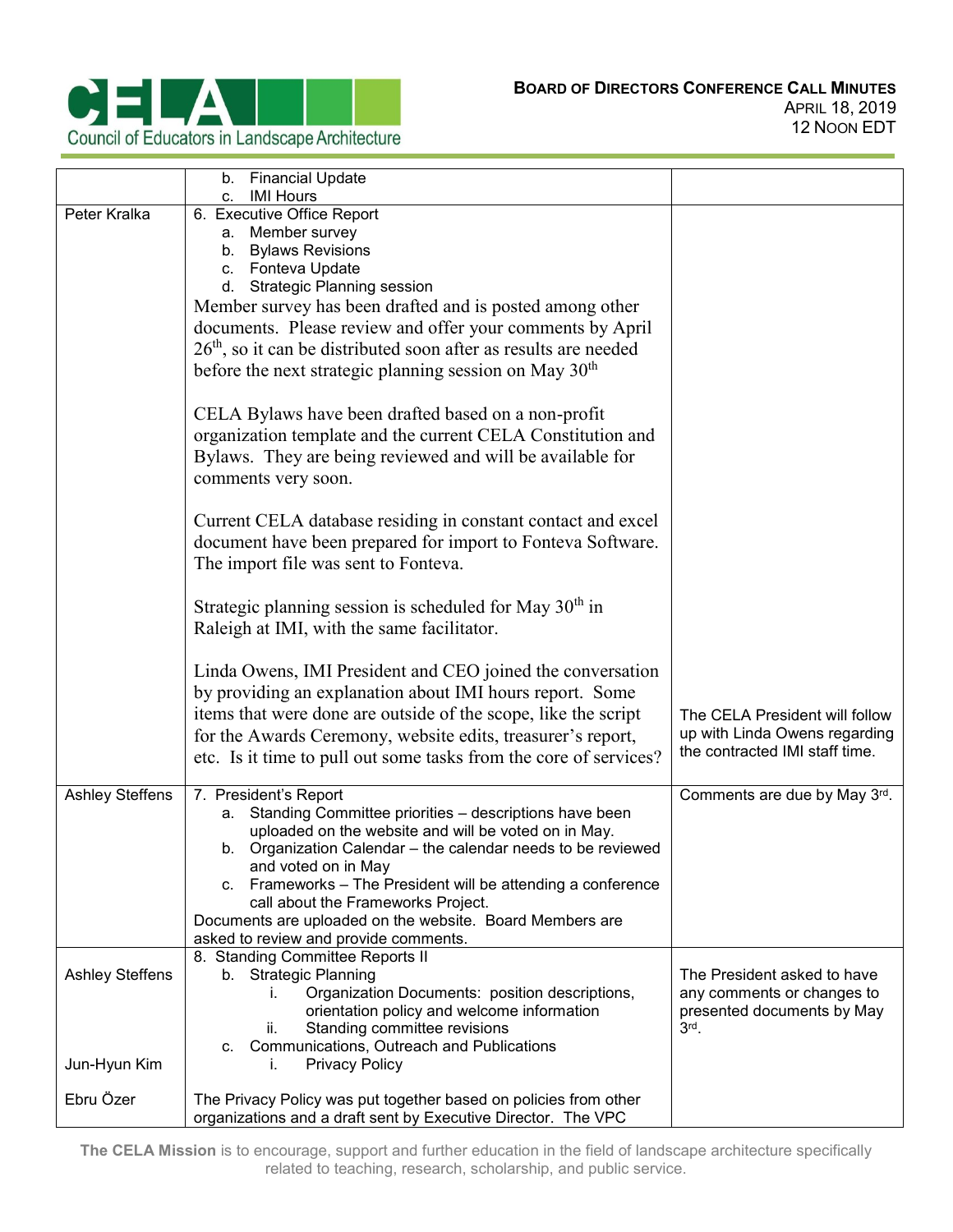| | | |
|---|---|---|
| | b. Financial Update<br>c. IMI Hours | |
| Peter Kralka | 6. Executive Office Report<br>a. Member survey<br>b. Bylaws Revisions<br>c. Fonteva Update<br>d. Strategic Planning session<br>Member survey has been drafted and is posted among other documents. Please review and offer your comments by April 26th, so it can be distributed soon after as results are needed before the next strategic planning session on May 30th<br><br>CELA Bylaws have been drafted based on a non-profit organization template and the current CELA Constitution and Bylaws. They are being reviewed and will be available for comments very soon.<br><br>Current CELA database residing in constant contact and excel document have been prepared for import to Fonteva Software. The import file was sent to Fonteva.<br><br>Strategic planning session is scheduled for May 30th in Raleigh at IMI, with the same facilitator.<br><br>Linda Owens, IMI President and CEO joined the conversation by providing an explanation about IMI hours report. Some items that were done are outside of the scope, like the script for the Awards Ceremony, website edits, treasurer's report, etc. Is it time to pull out some tasks from the core of services? | The CELA President will follow up with Linda Owens regarding the contracted IMI staff time. |
| Ashley Steffens | 7. President's Report<br>a. Standing Committee priorities – descriptions have been uploaded on the website and will be voted on in May.<br>b. Organization Calendar – the calendar needs to be reviewed and voted on in May<br>c. Frameworks – The President will be attending a conference call about the Frameworks Project.<br>Documents are uploaded on the website. Board Members are asked to review and provide comments. | Comments are due by May 3rd. |
| Ashley Steffens<br><br><br><br>Jun-Hyun Kim<br><br>Ebru Özer | 8. Standing Committee Reports II<br>b. Strategic Planning<br>i. Organization Documents: position descriptions, orientation policy and welcome information<br>ii. Standing committee revisions<br>c. Communications, Outreach and Publications<br>i. Privacy Policy<br><br>The Privacy Policy was put together based on policies from other organizations and a draft sent by Executive Director. The VPC | The President asked to have any comments or changes to presented documents by May 3rd. |

**The CELA Mission** is to encourage, support and further education in the field of landscape architecture specifically related to teaching, research, scholarship, and public service.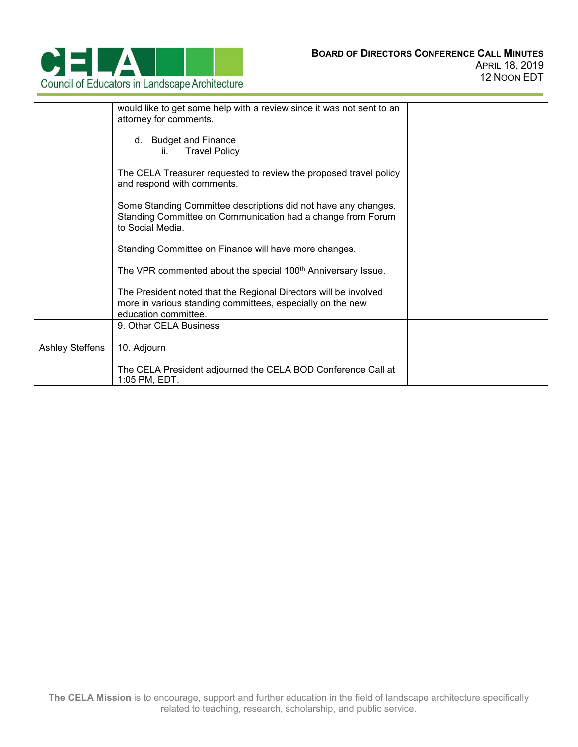| | | |
|---|---|---|
| | would like to get some help with a review since it was not sent to an attorney for comments.<br><br>d. Budget and Finance<br>ii. Travel Policy<br><br>The CELA Treasurer requested to review the proposed travel policy and respond with comments.<br><br>Some Standing Committee descriptions did not have any changes. Standing Committee on Communication had a change from Forum to Social Media.<br><br>Standing Committee on Finance will have more changes.<br><br>The VPR commented about the special 100th Anniversary Issue.<br><br>The President noted that the Regional Directors will be involved more in various standing committees, especially on the new education committee. | |
| | 9. Other CELA Business | |
| Ashley Steffens | 10. Adjourn<br><br>The CELA President adjourned the CELA BOD Conference Call at 1:05 PM, EDT. | |

**The CELA Mission** is to encourage, support and further education in the field of landscape architecture specifically related to teaching, research, scholarship, and public service.